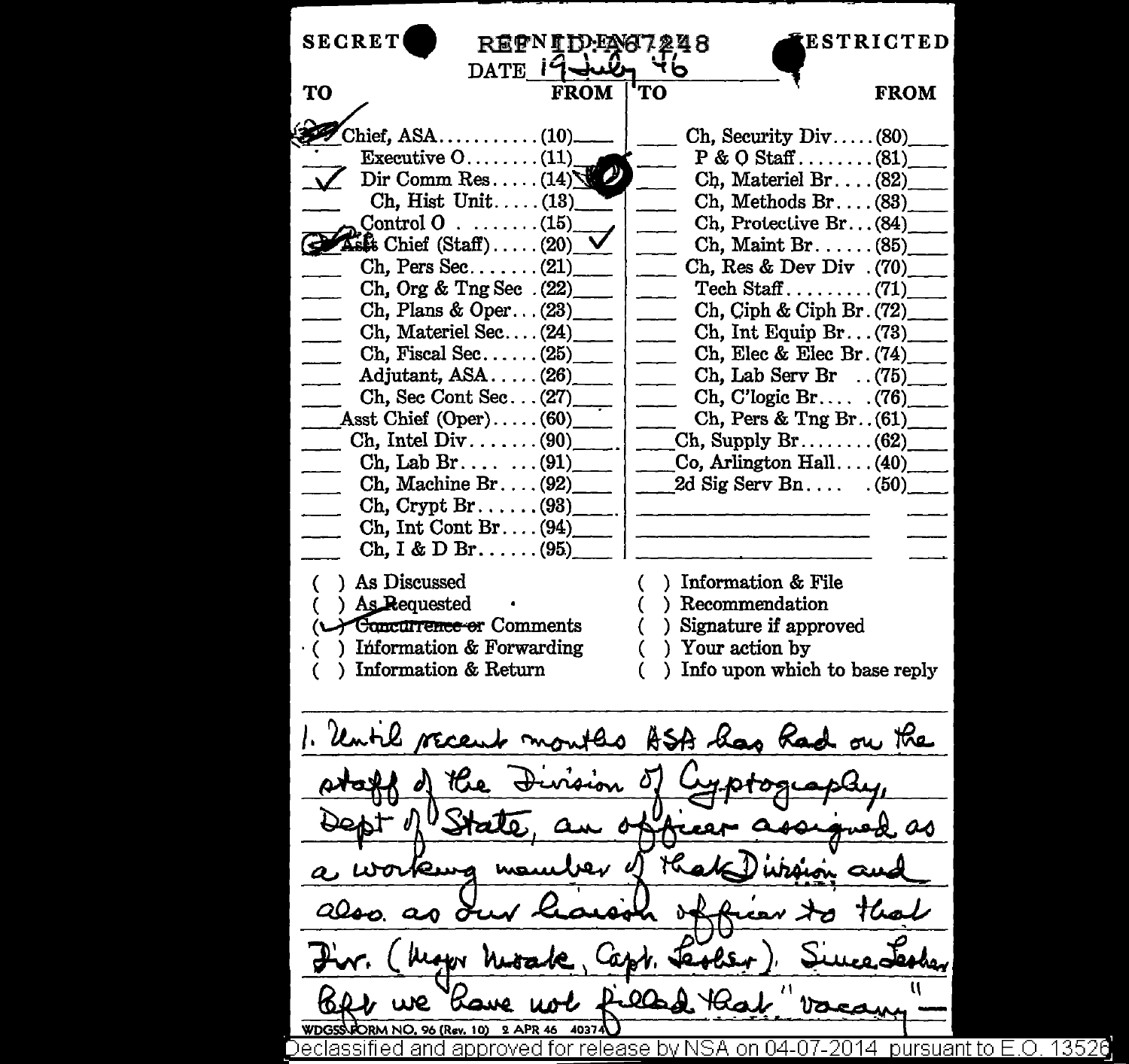SECRET REF ID:A67248 RESTRICTED

DATE 19 July 46

| TO | | FROM | TO | | FROM |
|---|---|---|---|---|---|
| ✓ | Chief, ASA.......(10) | | | Ch, Security Div.....(80) | |
| | Executive O........(11) | | | P & O Staff........(81) | |
| ✓ | Dir Comm Res.....(14) | | | Ch, Materiel Br....(82) | |
| | Ch, Hist Unit.....(13) | | | Ch, Methods Br....(83) | |
| | Control O ........(15) | | | Ch, Protective Br...(84) | |
| ✓ | Asst Chief (Staff).....(20) | ✓ | | Ch, Maint Br......(85) | |
| | Ch, Pers Sec.......(21) | | | Ch, Res & Dev Div .(70) | |
| | Ch, Org & Tng Sec .(22) | | | Tech Staff.........(71) | |
| | Ch, Plans & Oper...(23) | | | Ch, Ciph & Ciph Br.(72) | |
| | Ch, Materiel Sec....(24) | | | Ch, Int Equip Br...(73) | |
| | Ch, Fiscal Sec......(25) | | | Ch, Elec & Elec Br.(74) | |
| | Adjutant, ASA.....(26) | | | Ch, Lab Serv Br ..(75) | |
| | Ch, Sec Cont Sec...(27) | | | Ch, C'logic Br.... .(76) | |
| | Asst Chief (Oper).....(60) | | | Ch, Pers & Tng Br..(61) | |
| | Ch, Intel Div.......(90) | | | Ch, Supply Br........(62) | |
| | Ch, Lab Br.... ...(91) | | | Co, Arlington Hall....(40) | |
| | Ch, Machine Br....(92) | | | 2d Sig Serv Bn.... .(50) | |
| | Ch, Crypt Br......(93) | | | | |
| | Ch, Int Cont Br....(94) | | | | |
| | Ch, I & D Br......(95) | | | | |

( ) As Discussed
( ) As Requested
(✓) ~~Concurrence or~~ Comments
( ) Information & Forwarding
( ) Information & Return
( ) Information & File
( ) Recommendation
( ) Signature if approved
( ) Your action by
( ) Info upon which to base reply

1. Until recent months ASA has had on the staff of the Division of Cryptography, Dept of State, an officer assigned as a working member of that Division and also as our liaison officer to that Div. (Major Moak, Capt. Lesher). Since Lesher left we have not filled that "vacancy" —

WDGSS FORM NO. 96 (Rev. 10) 2 APR 46 40374

Declassified and approved for release by NSA on 04-07-2014 pursuant to E.O. 13526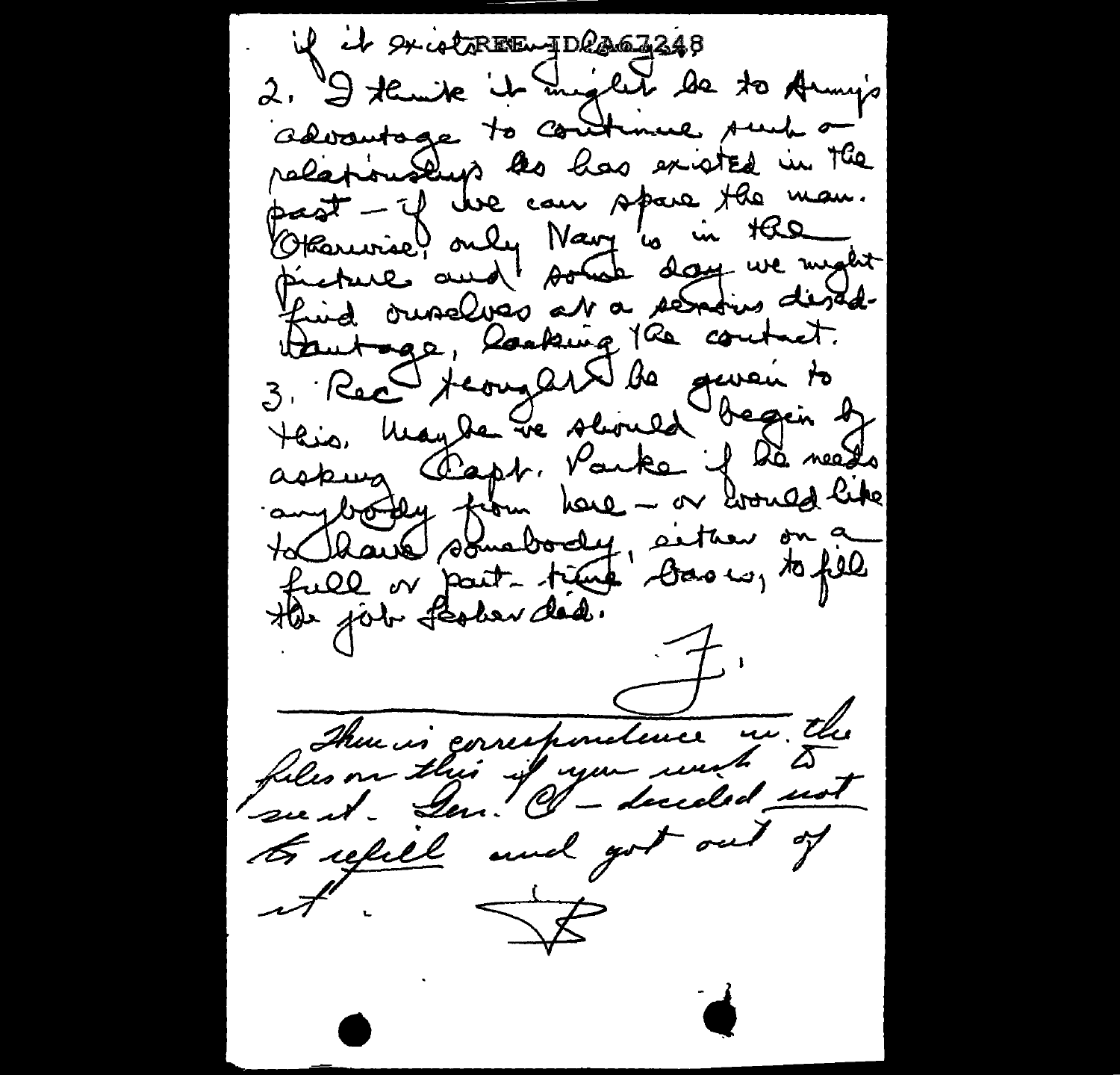if it exists REF ID:A67248

2. I think it might be to Army's advantage to continue such a relationship as has existed in the past — if we can spare the man. Otherwise, only Navy is in the picture and some day we might find ourselves at a serious disadvantage, lacking the contact.

3. Rec thought be given to this. Maybe we should begin by asking Capt. Parke if he needs anybody from here — or would like to have somebody, either on a full or part-time basis, to fill the job Fesher did.

F.

---

There is correspondence in the files on this if you wish to see it. Gen. C — decided not to refill and got out of it.

F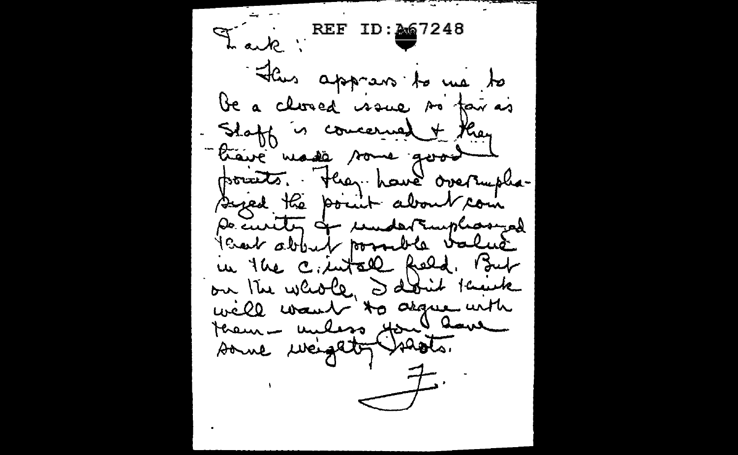REF ID:A67248

Frank:

This appears to me to be a closed issue so far as Staff is concerned & they have made some good points. They have overemphasized the point about com security & underemphasized that about possible value in the C.intell field. But on the whole, I don't think we'll want to argue with them — unless you have some weighty shots.

F.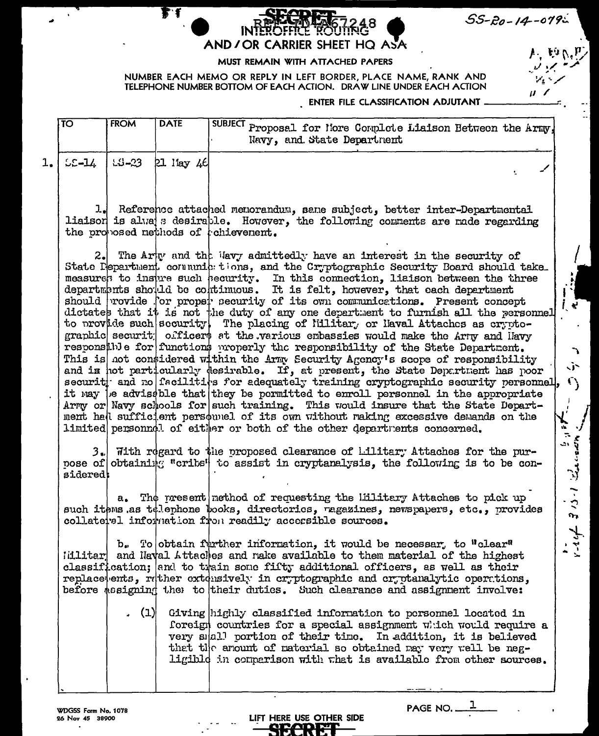SECRET

REF ID:A67248

SS-20-14-0792

**INTEROFFICE ROUTING AND / OR CARRIER SHEET HQ ASA**

MUST REMAIN WITH ATTACHED PAPERS

NUMBER EACH MEMO OR REPLY IN LEFT BORDER, PLACE NAME, RANK AND TELEPHONE NUMBER BOTTOM OF EACH ACTION. DRAW LINE UNDER EACH ACTION

ENTER FILE CLASSIFICATION ADJUTANT

| | TO | FROM | DATE | SUBJECT |
|---|---|---|---|---|
| | | | | Proposal for More Complete Liaison Between the Army, Navy, and State Department |
| 1. | SS-14 | SS-23 | 21 May 46 | |

1. Reference attached memorandum, same subject, better inter-Departmental liaison is always desirable. However, the following comments are made regarding the proposed methods of achievement.

2. The Army and the Navy admittedly have an interest in the security of State Department communications, and the Cryptographic Security Board should take measures to insure such security. In this connection, liaison between the three departments should be continuous. It is felt, however, that each department should provide for proper security of its own communications. Present concept dictates that it is not the duty of any one department to furnish all the personnel to provide such security. The placing of Military or Naval Attaches as cryptographic security officers at the various embassies would make the Army and Navy responsible for functions properly the responsibility of the State Department. This is not considered within the Army Security Agency's scope of responsibility and is not particularly desirable. If, at present, the State Department has poor security and no facilities for adequately training cryptographic security personnel, it may be advisable that they be permitted to enroll personnel in the appropriate Army or Navy schools for such training. This would insure that the State Department had sufficient personnel of its own without making excessive demands on the limited personnel of either or both of the other departments concerned.

3. With regard to the proposed clearance of Military Attaches for the purpose of obtaining "cribs" to assist in cryptanalysis, the following is to be considered:

a. The present method of requesting the Military Attaches to pick up such items as telephone books, directories, magazines, newspapers, etc., provides collateral information from readily accessible sources.

b. To obtain further information, it would be necessary to "clear" Military and Naval Attaches and make available to them material of the highest classification; and to train some fifty additional officers, as well as their replacements, rather extensively in cryptographic and cryptanalytic operations, before assigning them to their duties. Such clearance and assignment involve:

(1) Giving highly classified information to personnel located in foreign countries for a special assignment which would require a very small portion of their time. In addition, it is believed that the amount of material so obtained may very well be negligible in comparison with what is available from other sources.

WDGSS Form No. 1078
26 Nov 45 38900

LIFT HERE USE OTHER SIDE

SECRET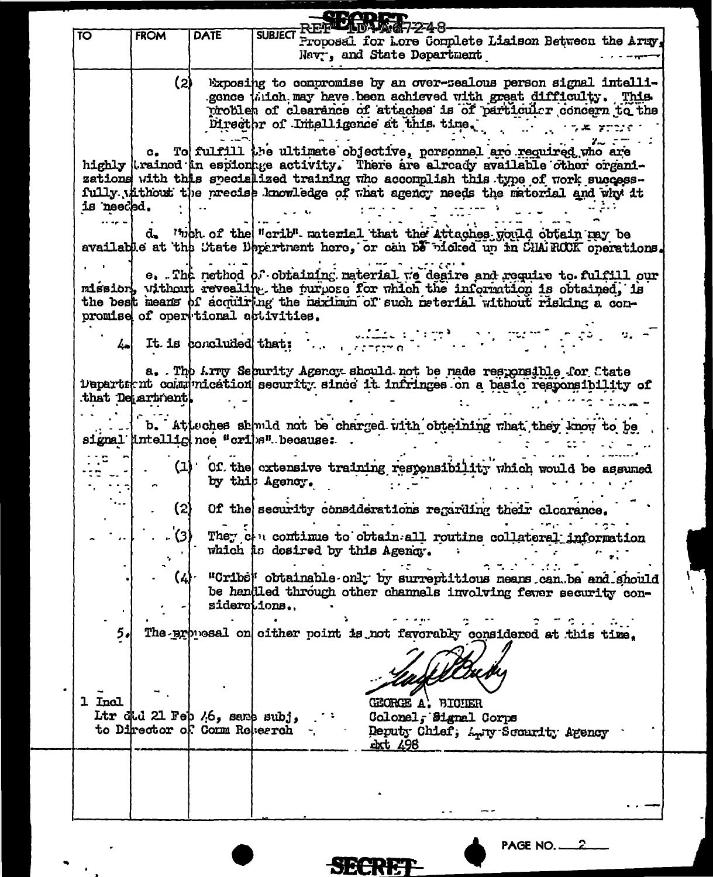SECRET

REF ID:A67248

| TO | FROM | DATE | SUBJECT |
|---|---|---|---|
| | | | Proposal for More Complete Liaison Between the Army, Navy, and State Department |

(2) Exposing to compromise by an over-zealous person signal intelligence which may have been achieved with great difficulty. This problem of clearance of attaches is of particular concern to the Director of Intelligence at this time.

c. To fulfill the ultimate objective, personnel are required who are highly trained in espionage activity. There are already available other organizations with this specialized training who accomplish this type of work successfully without the precise knowledge of what agency needs the material and why it is needed.

d. Much of the "crib" material that the Attaches would obtain may be available at the State Department here, or can be picked up in SHAMROCK operations.

e. The method of obtaining material we desire and require to fulfill our mission, without revealing the purpose for which the information is obtained, is the best means of acquiring the maximum of such material without risking a compromise of operational activities.

4. It is concluded that:

a. The Army Security Agency should not be made responsible for State Department communication security since it infringes on a basic responsibility of that Department.

b. Attaches should not be charged with obtaining what they know to be signal intelligence "cribs" because:

(1) Of the extensive training responsibility which would be assumed by this Agency.

(2) Of the security considerations regarding their clearance.

(3) They can continue to obtain all routine collateral information which is desired by this Agency.

(4) "Cribs" obtainable only by surreptitious means can be and should be handled through other channels involving fewer security considerations.

5. The proposal on either point is not favorably considered at this time.

1 Incl
Ltr dtd 21 Feb 46, same subj, to Director of Comm Research

GEORGE A. BICHER
Colonel, Signal Corps
Deputy Chief, Army Security Agency
Ext 498

SECRET